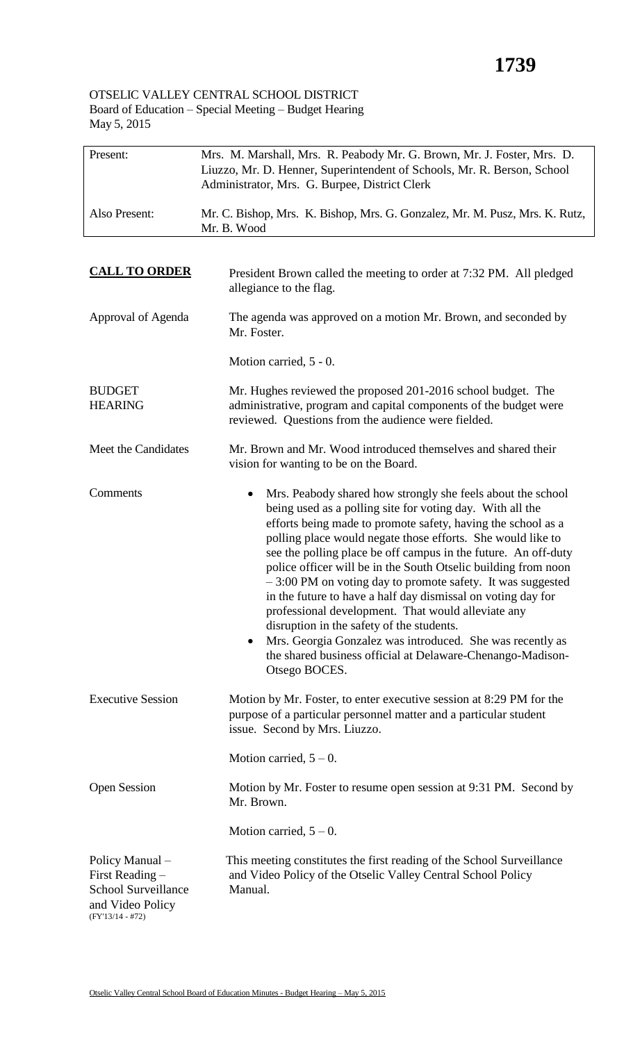OTSELIC VALLEY CENTRAL SCHOOL DISTRICT
Board of Education – Special Meeting – Budget Hearing
May 5, 2015

| | |
|---|---|
| Present: | Mrs. M. Marshall, Mrs. R. Peabody Mr. G. Brown, Mr. J. Foster, Mrs. D. Liuzzo, Mr. D. Henner, Superintendent of Schools, Mr. R. Berson, School Administrator, Mrs. G. Burpee, District Clerk |
| Also Present: | Mr. C. Bishop, Mrs. K. Bishop, Mrs. G. Gonzalez, Mr. M. Pusz, Mrs. K. Rutz, Mr. B. Wood |

| | |
|---|---|
| **CALL TO ORDER** | President Brown called the meeting to order at 7:32 PM. All pledged allegiance to the flag. |
| Approval of Agenda | The agenda was approved on a motion Mr. Brown, and seconded by Mr. Foster.<br><br>Motion carried, 5 - 0. |
| BUDGET HEARING | Mr. Hughes reviewed the proposed 201-2016 school budget. The administrative, program and capital components of the budget were reviewed. Questions from the audience were fielded. |
| Meet the Candidates | Mr. Brown and Mr. Wood introduced themselves and shared their vision for wanting to be on the Board. |
| Comments | • Mrs. Peabody shared how strongly she feels about the school being used as a polling site for voting day. With all the efforts being made to promote safety, having the school as a polling place would negate those efforts. She would like to see the polling place be off campus in the future. An off-duty police officer will be in the South Otselic building from noon – 3:00 PM on voting day to promote safety. It was suggested in the future to have a half day dismissal on voting day for professional development. That would alleviate any disruption in the safety of the students.<br>• Mrs. Georgia Gonzalez was introduced. She was recently as the shared business official at Delaware-Chenango-Madison-Otsego BOCES. |
| Executive Session | Motion by Mr. Foster, to enter executive session at 8:29 PM for the purpose of a particular personnel matter and a particular student issue. Second by Mrs. Liuzzo.<br><br>Motion carried, 5 – 0. |
| Open Session | Motion by Mr. Foster to resume open session at 9:31 PM. Second by Mr. Brown.<br><br>Motion carried, 5 – 0. |
| Policy Manual – First Reading – School Surveillance and Video Policy (FY'13/14 - #72) | This meeting constitutes the first reading of the School Surveillance and Video Policy of the Otselic Valley Central School Policy Manual. |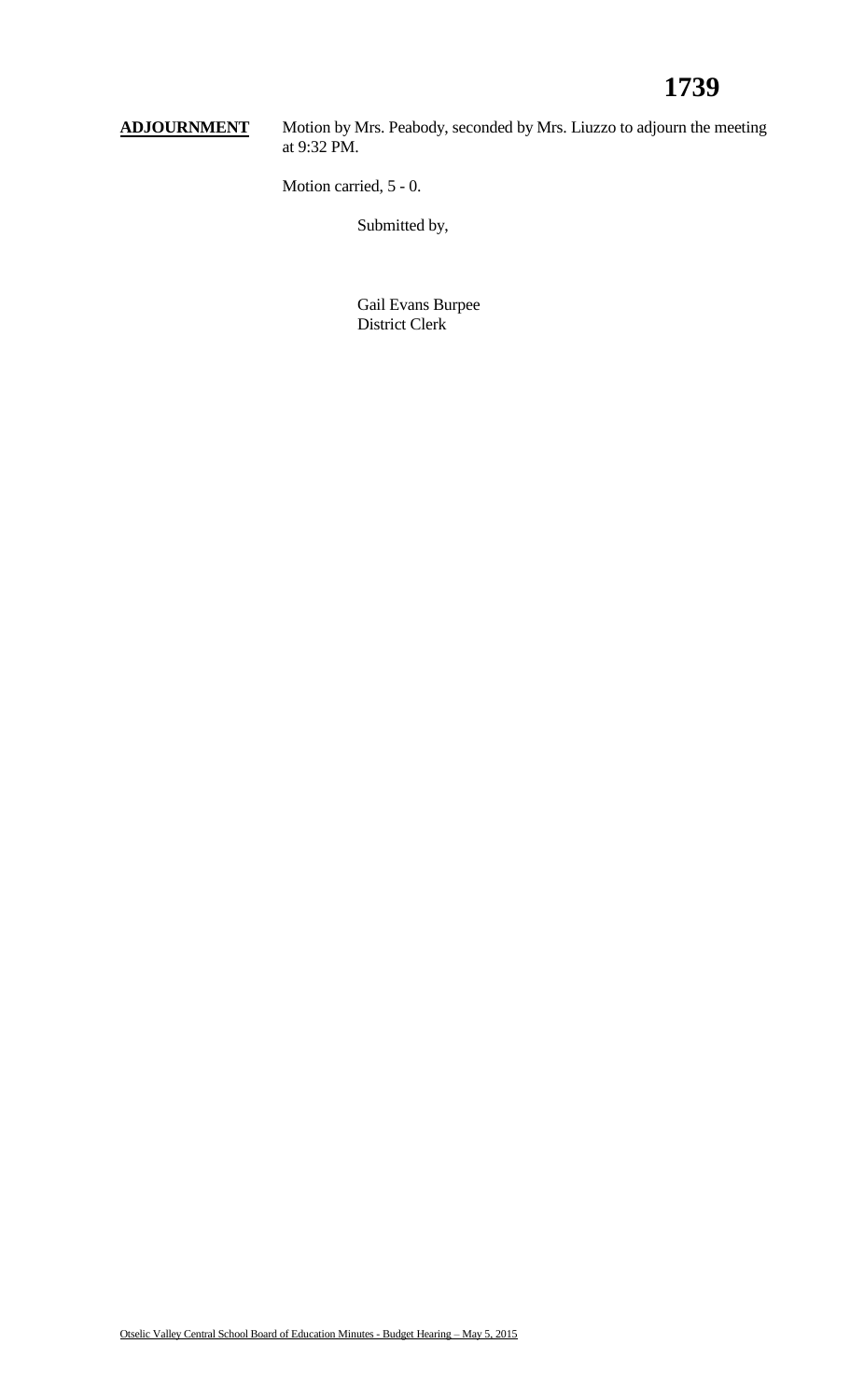**ADJOURNMENT** Motion by Mrs. Peabody, seconded by Mrs. Liuzzo to adjourn the meeting at 9:32 PM.

Motion carried, 5 - 0.

Submitted by,

Gail Evans Burpee
District Clerk